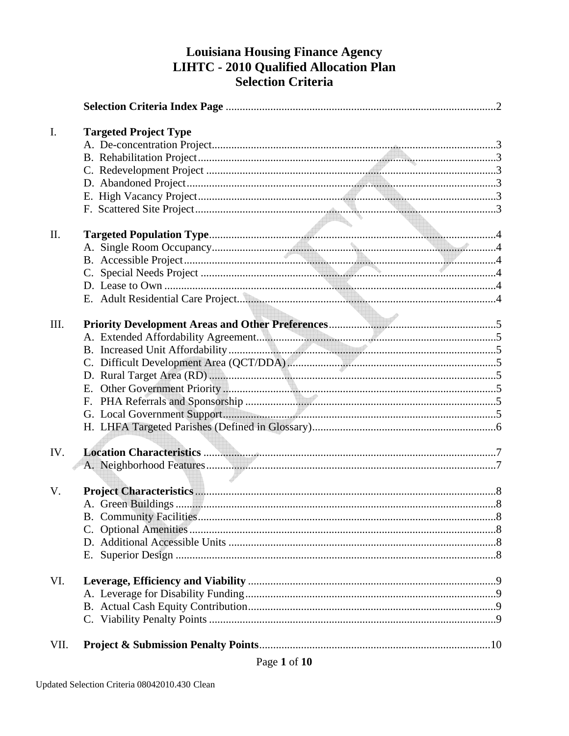# Louisiana Housing Finance Agency
# LIHTC - 2010 Qualified Allocation Plan
# Selection Criteria

**Selection Criteria Index Page** ........................................ 2

**I. Targeted Project Type**

- A. De-concentration Project ........................................ 3
- B. Rehabilitation Project ........................................ 3
- C. Redevelopment Project ........................................ 3
- D. Abandoned Project ........................................ 3
- E. High Vacancy Project ........................................ 3
- F. Scattered Site Project ........................................ 3

**II. Targeted Population Type** ........................................ 4

- A. Single Room Occupancy ........................................ 4
- B. Accessible Project ........................................ 4
- C. Special Needs Project ........................................ 4
- D. Lease to Own ........................................ 4
- E. Adult Residential Care Project ........................................ 4

**III. Priority Development Areas and Other Preferences** ........................................ 5

- A. Extended Affordability Agreement ........................................ 5
- B. Increased Unit Affordability ........................................ 5
- C. Difficult Development Area (QCT/DDA) ........................................ 5
- D. Rural Target Area (RD) ........................................ 5
- E. Other Government Priority ........................................ 5
- F. PHA Referrals and Sponsorship ........................................ 5
- G. Local Government Support ........................................ 5
- H. LHFA Targeted Parishes (Defined in Glossary) ........................................ 6

**IV. Location Characteristics** ........................................ 7

- A. Neighborhood Features ........................................ 7

**V. Project Characteristics** ........................................ 8

- A. Green Buildings ........................................ 8
- B. Community Facilities ........................................ 8
- C. Optional Amenities ........................................ 8
- D. Additional Accessible Units ........................................ 8
- E. Superior Design ........................................ 8

**VI. Leverage, Efficiency and Viability** ........................................ 9

- A. Leverage for Disability Funding ........................................ 9
- B. Actual Cash Equity Contribution ........................................ 9
- C. Viability Penalty Points ........................................ 9

**VII. Project & Submission Penalty Points** ........................................ 10

Updated Selection Criteria 08042010.430 Clean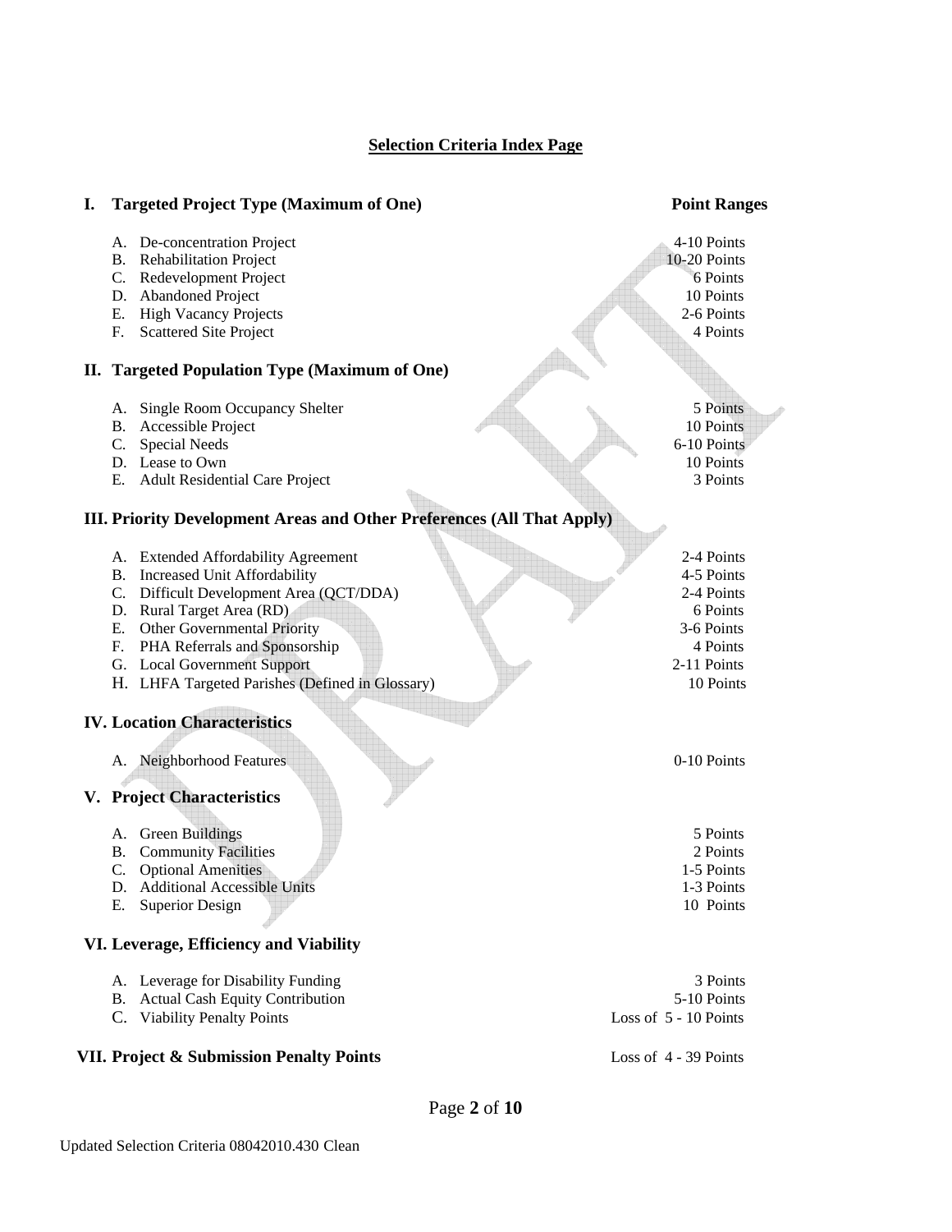# Selection Criteria Index Page

| **I. Targeted Project Type (Maximum of One)** | **Point Ranges** |
|---|---|
| A. De-concentration Project | 4-10 Points |
| B. Rehabilitation Project | 10-20 Points |
| C. Redevelopment Project | 6 Points |
| D. Abandoned Project | 10 Points |
| E. High Vacancy Projects | 2-6 Points |
| F. Scattered Site Project | 4 Points |
| **II. Targeted Population Type (Maximum of One)** | |
| A. Single Room Occupancy Shelter | 5 Points |
| B. Accessible Project | 10 Points |
| C. Special Needs | 6-10 Points |
| D. Lease to Own | 10 Points |
| E. Adult Residential Care Project | 3 Points |
| **III. Priority Development Areas and Other Preferences (All That Apply)** | |
| A. Extended Affordability Agreement | 2-4 Points |
| B. Increased Unit Affordability | 4-5 Points |
| C. Difficult Development Area (QCT/DDA) | 2-4 Points |
| D. Rural Target Area (RD) | 6 Points |
| E. Other Governmental Priority | 3-6 Points |
| F. PHA Referrals and Sponsorship | 4 Points |
| G. Local Government Support | 2-11 Points |
| H. LHFA Targeted Parishes (Defined in Glossary) | 10 Points |
| **IV. Location Characteristics** | |
| A. Neighborhood Features | 0-10 Points |
| **V. Project Characteristics** | |
| A. Green Buildings | 5 Points |
| B. Community Facilities | 2 Points |
| C. Optional Amenities | 1-5 Points |
| D. Additional Accessible Units | 1-3 Points |
| E. Superior Design | 10 Points |
| **VI. Leverage, Efficiency and Viability** | |
| A. Leverage for Disability Funding | 3 Points |
| B. Actual Cash Equity Contribution | 5-10 Points |
| C. Viability Penalty Points | Loss of 5 - 10 Points |
| **VII. Project & Submission Penalty Points** | Loss of 4 - 39 Points |

Updated Selection Criteria 08042010.430 Clean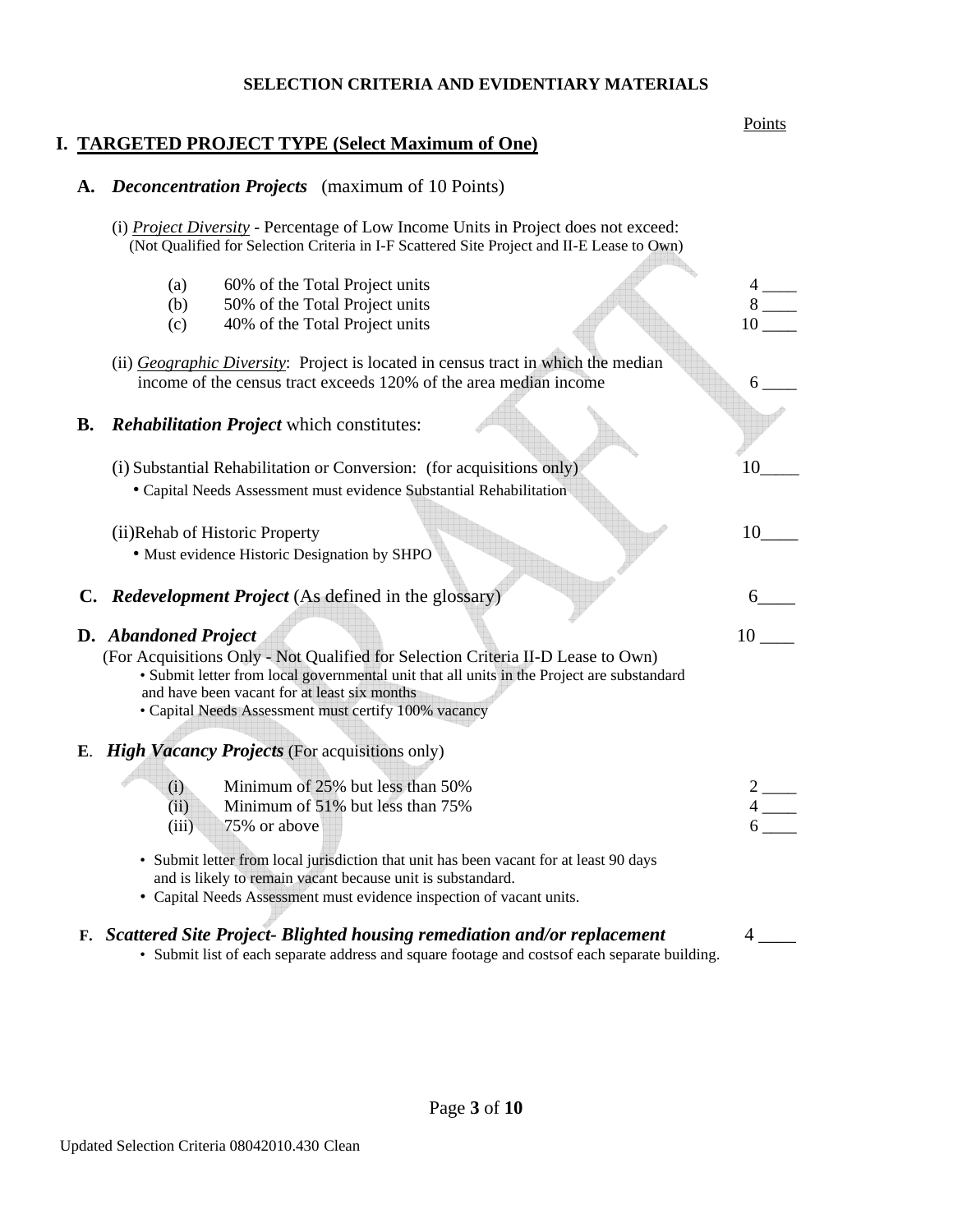## SELECTION CRITERIA AND EVIDENTIARY MATERIALS

Points

### I. TARGETED PROJECT TYPE (Select Maximum of One)

**A. *Deconcentration Projects*** (maximum of 10 Points)

(i) *Project Diversity* - Percentage of Low Income Units in Project does not exceed:
(Not Qualified for Selection Criteria in I-F Scattered Site Project and II-E Lease to Own)

| | | Points |
|---|---|---|
| (a) | 60% of the Total Project units | 4 ____ |
| (b) | 50% of the Total Project units | 8 ____ |
| (c) | 40% of the Total Project units | 10 ____ |

(ii) *Geographic Diversity*: Project is located in census tract in which the median income of the census tract exceeds 120% of the area median income — 6 ____

**B. *Rehabilitation Project*** which constitutes:

(i) Substantial Rehabilitation or Conversion: (for acquisitions only) — 10____

- Capital Needs Assessment must evidence Substantial Rehabilitation

(ii)Rehab of Historic Property — 10____

- Must evidence Historic Designation by SHPO

**C. *Redevelopment Project*** (As defined in the glossary) — 6____

**D. *Abandoned Project*** — 10 ____

(For Acquisitions Only - Not Qualified for Selection Criteria II-D Lease to Own)

- Submit letter from local governmental unit that all units in the Project are substandard and have been vacant for at least six months
- Capital Needs Assessment must certify 100% vacancy

**E. *High Vacancy Projects*** (For acquisitions only)

| | | Points |
|---|---|---|
| (i) | Minimum of 25% but less than 50% | 2 ____ |
| (ii) | Minimum of 51% but less than 75% | 4 ____ |
| (iii) | 75% or above | 6 ____ |

- Submit letter from local jurisdiction that unit has been vacant for at least 90 days and is likely to remain vacant because unit is substandard.
- Capital Needs Assessment must evidence inspection of vacant units.

**F. *Scattered Site Project- Blighted housing remediation and/or replacement*** — 4 ____

- Submit list of each separate address and square footage and costsof each separate building.

Updated Selection Criteria 08042010.430 Clean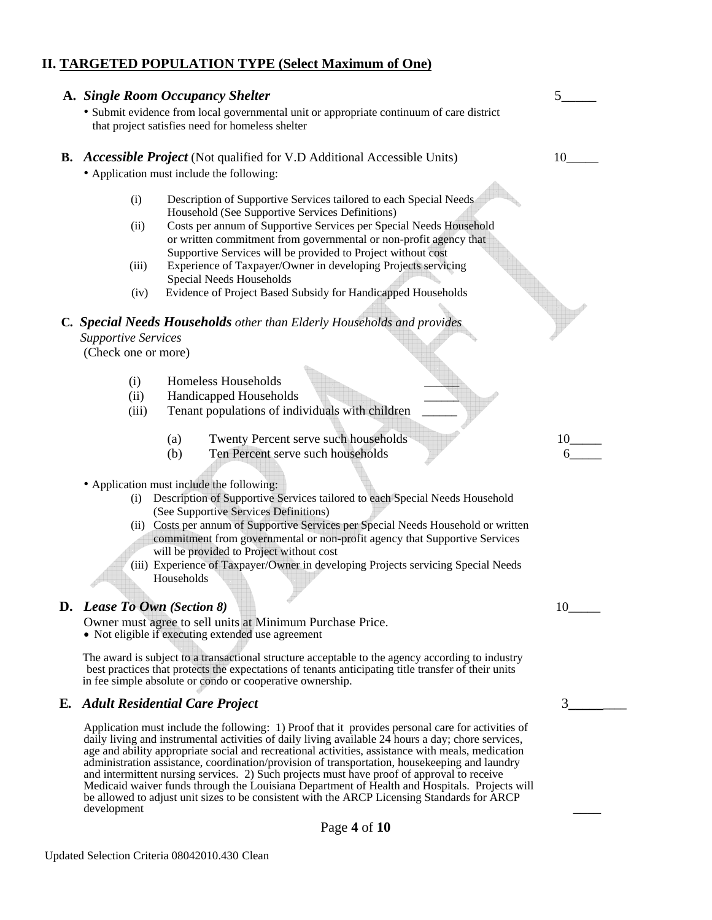## II. TARGETED POPULATION TYPE (Select Maximum of One)

**A. *Single Room Occupancy Shelter*** 5_____

- Submit evidence from local governmental unit or appropriate continuum of care district that project satisfies need for homeless shelter

**B. *Accessible Project*** (Not qualified for V.D Additional Accessible Units) 10_____

- Application must include the following:

  (i) Description of Supportive Services tailored to each Special Needs Household (See Supportive Services Definitions)
  (ii) Costs per annum of Supportive Services per Special Needs Household or written commitment from governmental or non-profit agency that Supportive Services will be provided to Project without cost
  (iii) Experience of Taxpayer/Owner in developing Projects servicing Special Needs Households
  (iv) Evidence of Project Based Subsidy for Handicapped Households

**C. *Special Needs Households*** *other than Elderly Households and provides Supportive Services*
(Check one or more)

  (i) Homeless Households _____
  (ii) Handicapped Households _____
  (iii) Tenant populations of individuals with children _____

    (a) Twenty Percent serve such households 10_____
    (b) Ten Percent serve such households 6_____

- Application must include the following:
  (i) Description of Supportive Services tailored to each Special Needs Household (See Supportive Services Definitions)
  (ii) Costs per annum of Supportive Services per Special Needs Household or written commitment from governmental or non-profit agency that Supportive Services will be provided to Project without cost
  (iii) Experience of Taxpayer/Owner in developing Projects servicing Special Needs Households

**D. *Lease To Own (Section 8)*** 10_____

Owner must agree to sell units at Minimum Purchase Price.

- Not eligible if executing extended use agreement

The award is subject to a transactional structure acceptable to the agency according to industry best practices that protects the expectations of tenants anticipating title transfer of their units in fee simple absolute or condo or cooperative ownership.

**E. *Adult Residential Care Project*** 3_____

Application must include the following: 1) Proof that it provides personal care for activities of daily living and instrumental activities of daily living available 24 hours a day; chore services, age and ability appropriate social and recreational activities, assistance with meals, medication administration assistance, coordination/provision of transportation, housekeeping and laundry and intermittent nursing services. 2) Such projects must have proof of approval to receive Medicaid waiver funds through the Louisiana Department of Health and Hospitals. Projects will be allowed to adjust unit sizes to be consistent with the ARCP Licensing Standards for ARCP development ____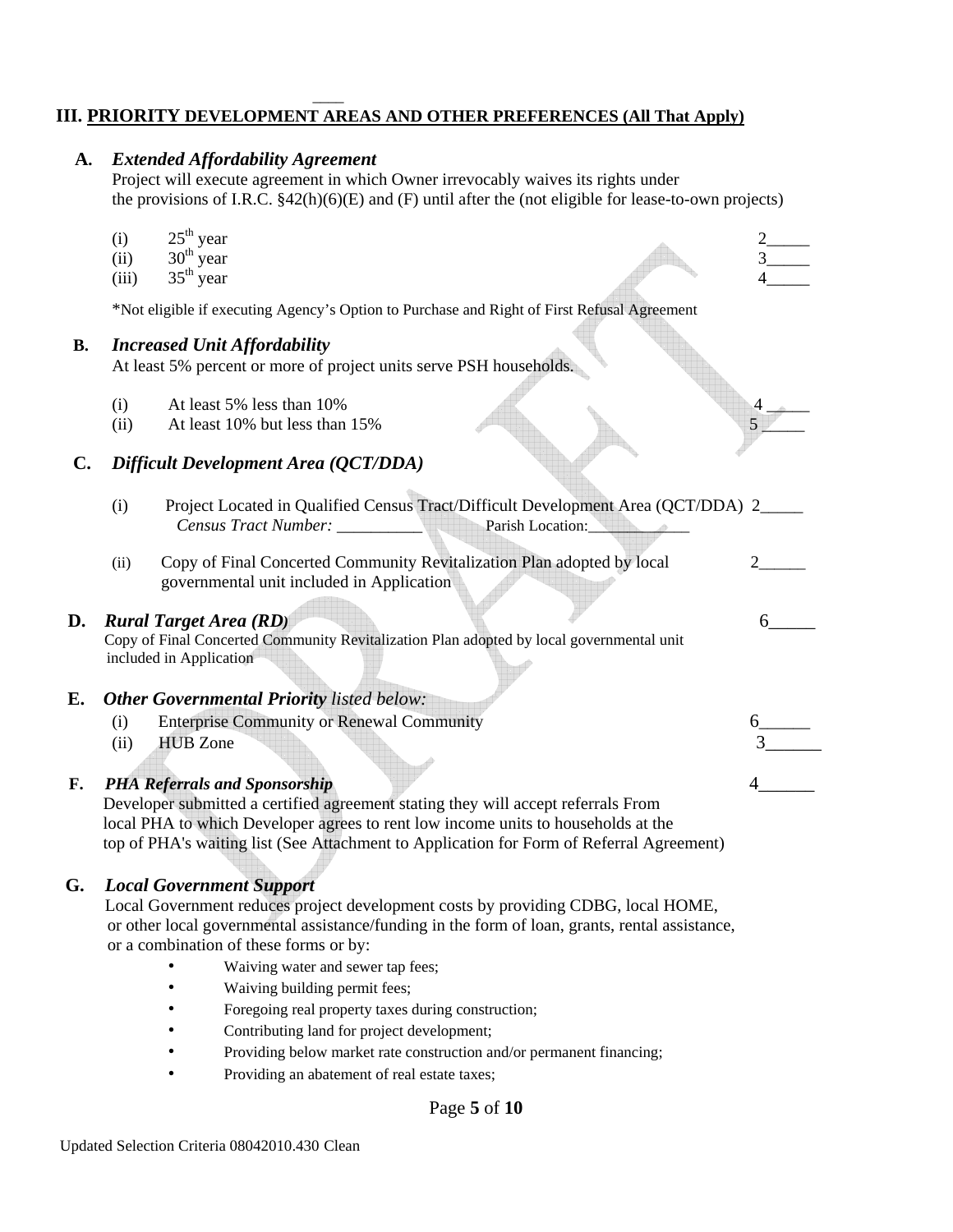## III. PRIORITY DEVELOPMENT AREAS AND OTHER PREFERENCES (All That Apply)

**A.** ***Extended Affordability Agreement***

Project will execute agreement in which Owner irrevocably waives its rights under the provisions of I.R.C. §42(h)(6)(E) and (F) until after the (not eligible for lease-to-own projects)

| | | |
|---|---|---|
| (i) | 25th year | 2_____ |
| (ii) | 30th year | 3_____ |
| (iii) | 35th year | 4_____ |

*Not eligible if executing Agency's Option to Purchase and Right of First Refusal Agreement

**B.** ***Increased Unit Affordability***

At least 5% percent or more of project units serve PSH households.

| | | |
|---|---|---|
| (i) | At least 5% less than 10% | 4 _____ |
| (ii) | At least 10% but less than 15% | 5 _____ |

**C.** ***Difficult Development Area (QCT/DDA)***

(i) Project Located in Qualified Census Tract/Difficult Development Area (QCT/DDA) 2_____
*Census Tract Number:* __________ Parish Location:____________

(ii) Copy of Final Concerted Community Revitalization Plan adopted by local governmental unit included in Application 2______

**D.** ***Rural Target Area (RD)*** 6_____

Copy of Final Concerted Community Revitalization Plan adopted by local governmental unit included in Application

**E.** ***Other Governmental Priority** listed below:*

| | | |
|---|---|---|
| (i) | Enterprise Community or Renewal Community | 6______ |
| (ii) | HUB Zone | 3______ |

**F.** ***PHA Referrals and Sponsorship*** 4______

Developer submitted a certified agreement stating they will accept referrals From local PHA to which Developer agrees to rent low income units to households at the top of PHA's waiting list (See Attachment to Application for Form of Referral Agreement)

**G.** ***Local Government Support***

Local Government reduces project development costs by providing CDBG, local HOME, or other local governmental assistance/funding in the form of loan, grants, rental assistance, or a combination of these forms or by:

- Waiving water and sewer tap fees;
- Waiving building permit fees;
- Foregoing real property taxes during construction;
- Contributing land for project development;
- Providing below market rate construction and/or permanent financing;
- Providing an abatement of real estate taxes;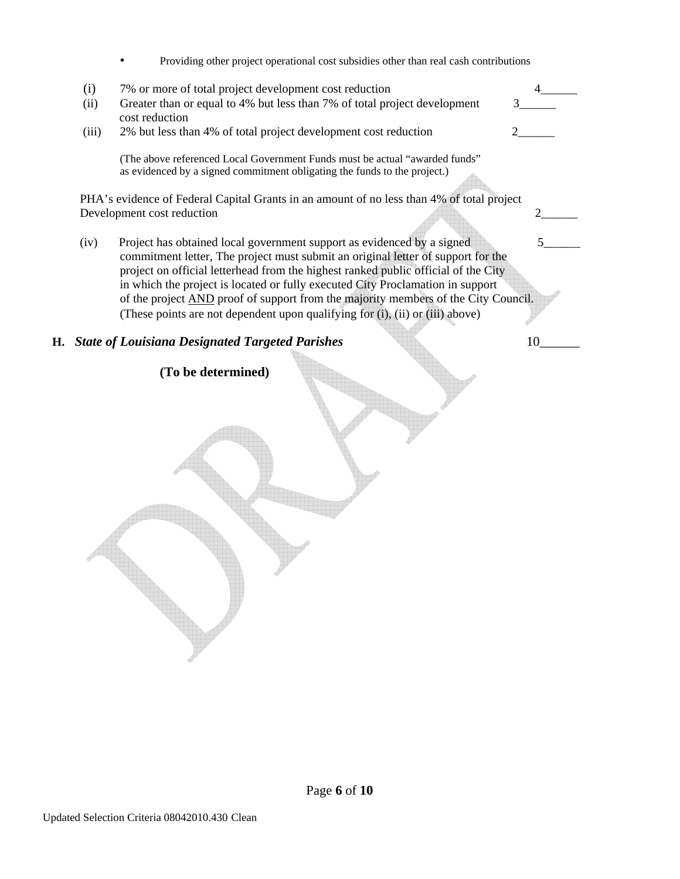- Providing other project operational cost subsidies other than real cash contributions

| | | |
|---|---|---|
| (i) | 7% or more of total project development cost reduction | 4______ |
| (ii) | Greater than or equal to 4% but less than 7% of total project development cost reduction | 3______ |
| (iii) | 2% but less than 4% of total project development cost reduction | 2______ |

(The above referenced Local Government Funds must be actual "awarded funds" as evidenced by a signed commitment obligating the funds to the project.)

PHA's evidence of Federal Capital Grants in an amount of no less than 4% of total project Development cost reduction 2______

(iv) Project has obtained local government support as evidenced by a signed commitment letter, The project must submit an original letter of support for the project on official letterhead from the highest ranked public official of the City in which the project is located or fully executed City Proclamation in support of the project AND proof of support from the majority members of the City Council. (These points are not dependent upon qualifying for (i), (ii) or (iii) above) 5______

**H. *State of Louisiana Designated Targeted Parishes*** 10______

**(To be determined)**

DRAFT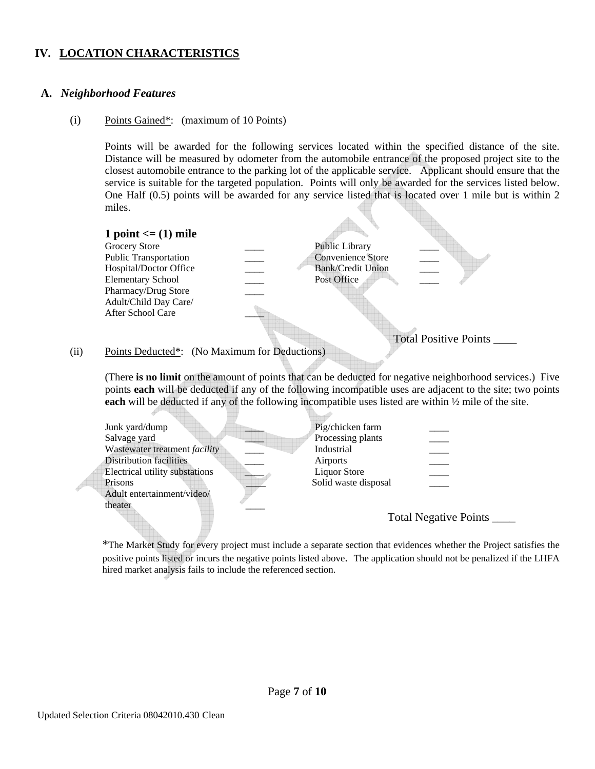# IV. LOCATION CHARACTERISTICS

## A. *Neighborhood Features*

(i) Points Gained*: (maximum of 10 Points)

Points will be awarded for the following services located within the specified distance of the site. Distance will be measured by odometer from the automobile entrance of the proposed project site to the closest automobile entrance to the parking lot of the applicable service. Applicant should ensure that the service is suitable for the targeted population. Points will only be awarded for the services listed below. One Half (0.5) points will be awarded for any service listed that is located over 1 mile but is within 2 miles.

**1 point <= (1) mile**

| | | | |
|---|---|---|---|
| Grocery Store | ____ | Public Library | ____ |
| Public Transportation | ____ | Convenience Store | ____ |
| Hospital/Doctor Office | ____ | Bank/Credit Union | ____ |
| Elementary School | ____ | Post Office | ____ |
| Pharmacy/Drug Store | ____ | | |
| Adult/Child Day Care/ After School Care | ____ | | |

Total Positive Points ____

(ii) Points Deducted*: (No Maximum for Deductions)

(There **is no limit** on the amount of points that can be deducted for negative neighborhood services.) Five points **each** will be deducted if any of the following incompatible uses are adjacent to the site; two points **each** will be deducted if any of the following incompatible uses listed are within ½ mile of the site.

| | | | |
|---|---|---|---|
| Junk yard/dump | ____ | Pig/chicken farm | ____ |
| Salvage yard | ____ | Processing plants | ____ |
| Wastewater treatment *facility* | ____ | Industrial | ____ |
| Distribution facilities | ____ | Airports | ____ |
| Electrical utility substations | ____ | Liquor Store | ____ |
| Prisons | ____ | Solid waste disposal | ____ |
| Adult entertainment/video/ theater | ____ | | |

Total Negative Points ____

*The Market Study for every project must include a separate section that evidences whether the Project satisfies the positive points listed or incurs the negative points listed above. The application should not be penalized if the LHFA hired market analysis fails to include the referenced section.

Updated Selection Criteria 08042010.430 Clean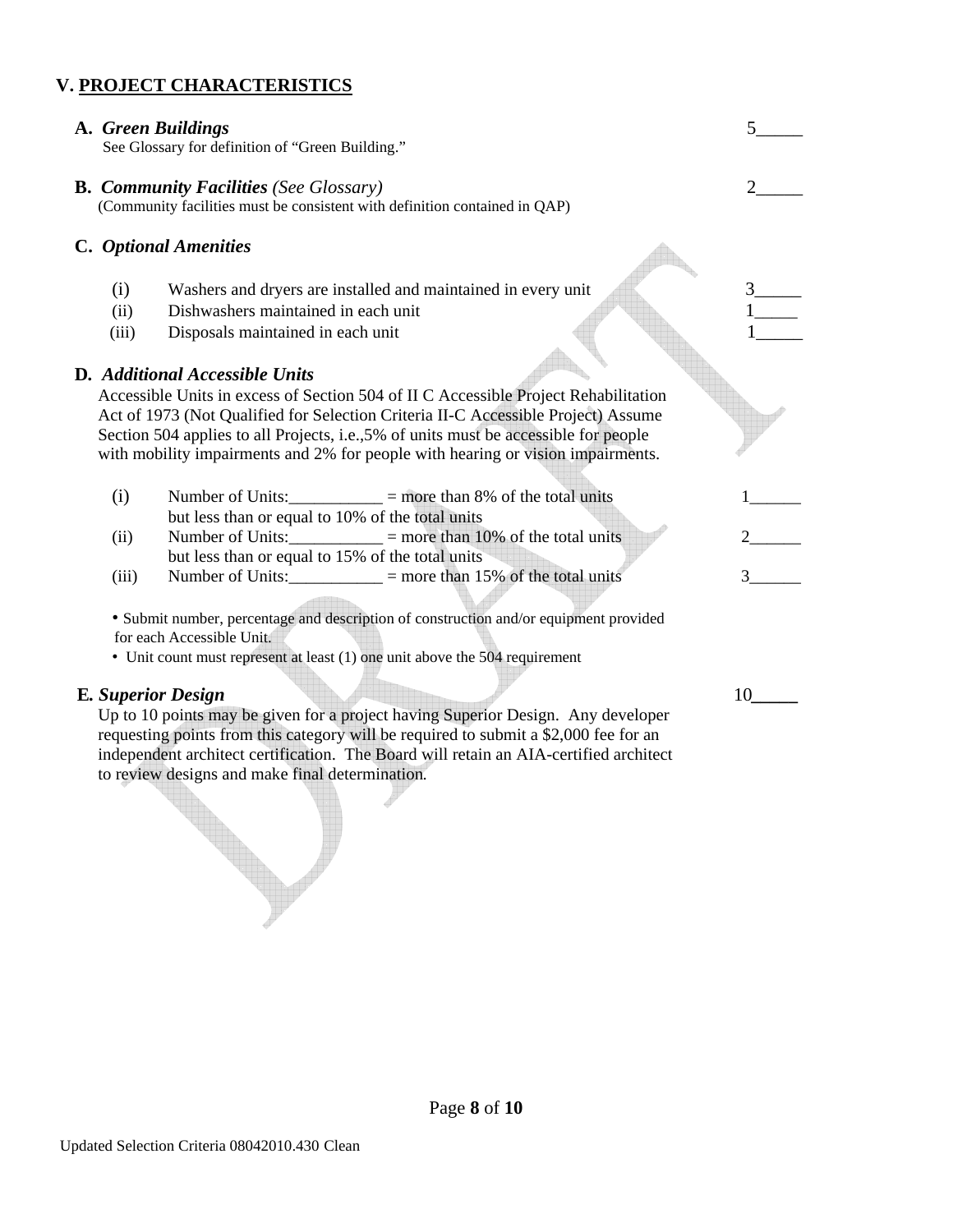## V. PROJECT CHARACTERISTICS

**A.** ***Green Buildings*** 5_____

See Glossary for definition of "Green Building."

**B.** ***Community Facilities*** *(See Glossary)* 2_____

(Community facilities must be consistent with definition contained in QAP)

**C.** ***Optional Amenities***

(i) Washers and dryers are installed and maintained in every unit 3_____

(ii) Dishwashers maintained in each unit 1_____

(iii) Disposals maintained in each unit 1_____

**D.** ***Additional Accessible Units***

Accessible Units in excess of Section 504 of II C Accessible Project Rehabilitation Act of 1973 (Not Qualified for Selection Criteria II-C Accessible Project) Assume Section 504 applies to all Projects, i.e.,5% of units must be accessible for people with mobility impairments and 2% for people with hearing or vision impairments.

(i) Number of Units:___________ = more than 8% of the total units but less than or equal to 10% of the total units 1______

(ii) Number of Units:___________ = more than 10% of the total units but less than or equal to 15% of the total units 2______

(iii) Number of Units:___________ = more than 15% of the total units 3______

- Submit number, percentage and description of construction and/or equipment provided for each Accessible Unit.
- Unit count must represent at least (1) one unit above the 504 requirement

**E.** ***Superior Design*** 10_____

Up to 10 points may be given for a project having Superior Design. Any developer requesting points from this category will be required to submit a $2,000 fee for an independent architect certification. The Board will retain an AIA-certified architect to review designs and make final determination.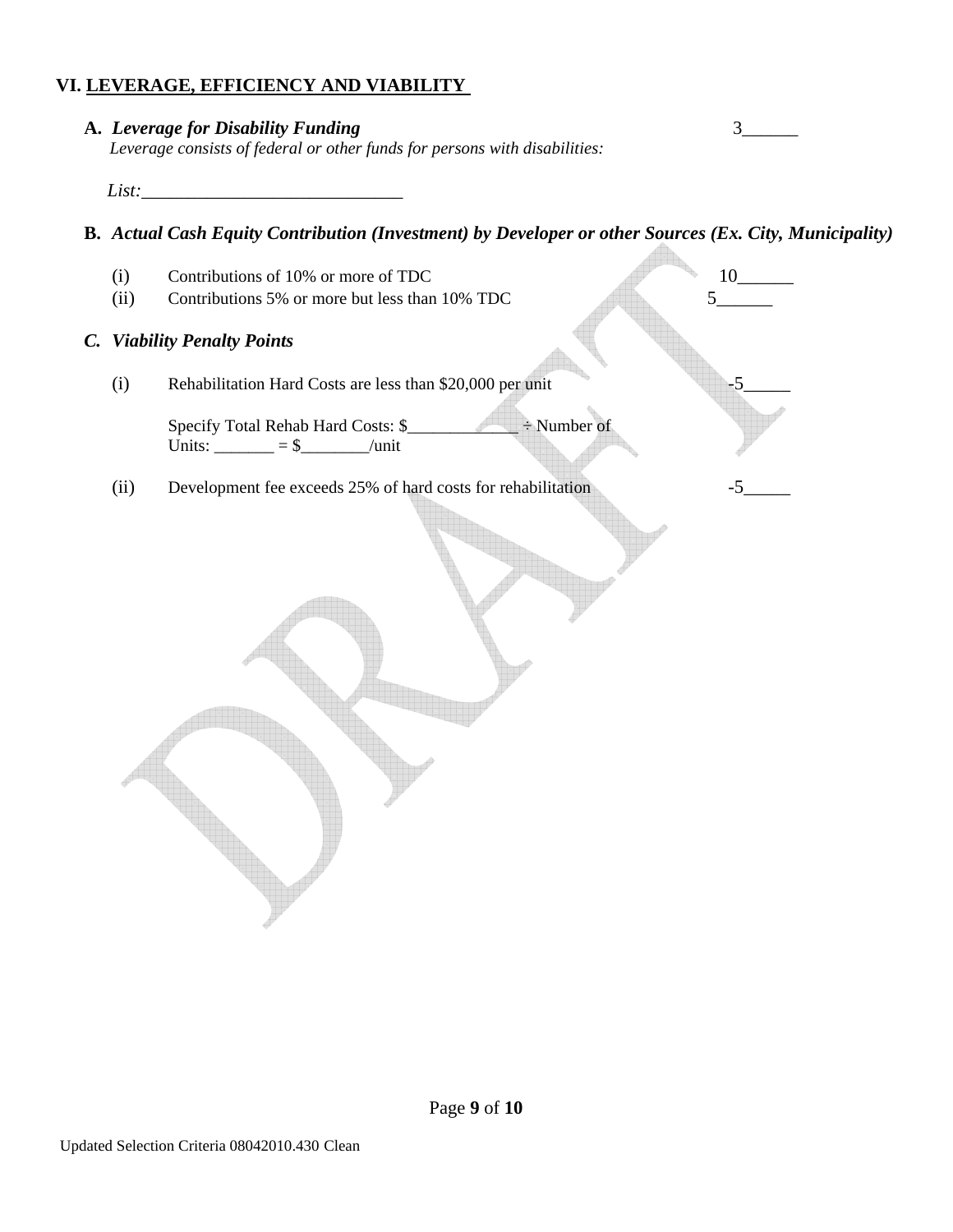## VI. LEVERAGE, EFFICIENCY AND VIABILITY

**A.** ***Leverage for Disability Funding*** 3______

*Leverage consists of federal or other funds for persons with disabilities:*

*List:*_____________________________

**B.** ***Actual Cash Equity Contribution (Investment) by Developer or other Sources (Ex. City, Municipality)***

(i) Contributions of 10% or more of TDC 10______

(ii) Contributions 5% or more but less than 10% TDC 5______

***C. Viability Penalty Points***

(i) Rehabilitation Hard Costs are less than $20,000 per unit -5_____

Specify Total Rehab Hard Costs: $_____________ ÷ Number of Units: _______ = $________/unit

(ii) Development fee exceeds 25% of hard costs for rehabilitation -5_____

Updated Selection Criteria 08042010.430 Clean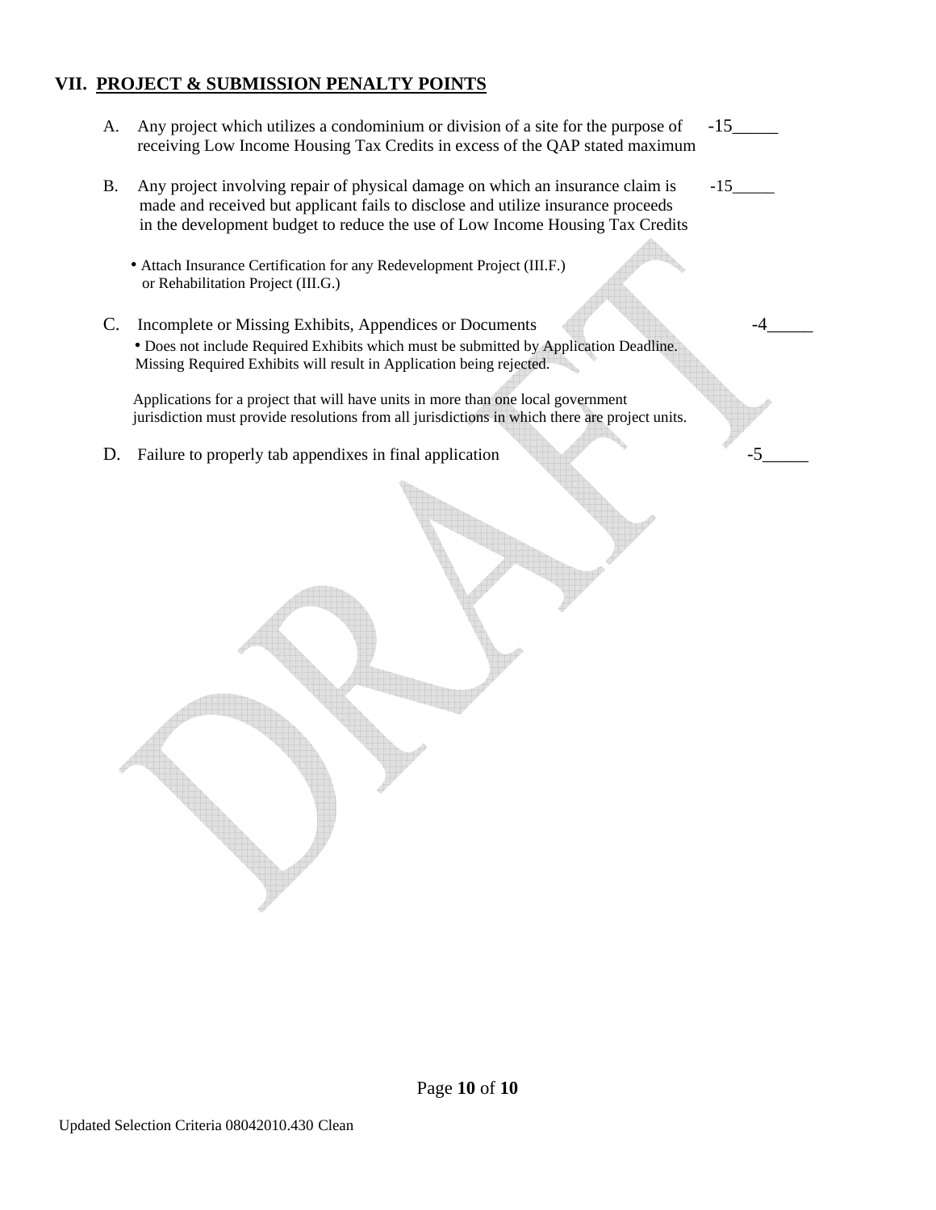## VII. PROJECT & SUBMISSION PENALTY POINTS

A. Any project which utilizes a condominium or division of a site for the purpose of receiving Low Income Housing Tax Credits in excess of the QAP stated maximum -15_____

B. Any project involving repair of physical damage on which an insurance claim is made and received but applicant fails to disclose and utilize insurance proceeds in the development budget to reduce the use of Low Income Housing Tax Credits -15_____

- Attach Insurance Certification for any Redevelopment Project (III.F.) or Rehabilitation Project (III.G.)

C. Incomplete or Missing Exhibits, Appendices or Documents -4_____

- Does not include Required Exhibits which must be submitted by Application Deadline. Missing Required Exhibits will result in Application being rejected.

Applications for a project that will have units in more than one local government jurisdiction must provide resolutions from all jurisdictions in which there are project units.

D. Failure to properly tab appendixes in final application -5_____

Updated Selection Criteria 08042010.430 Clean